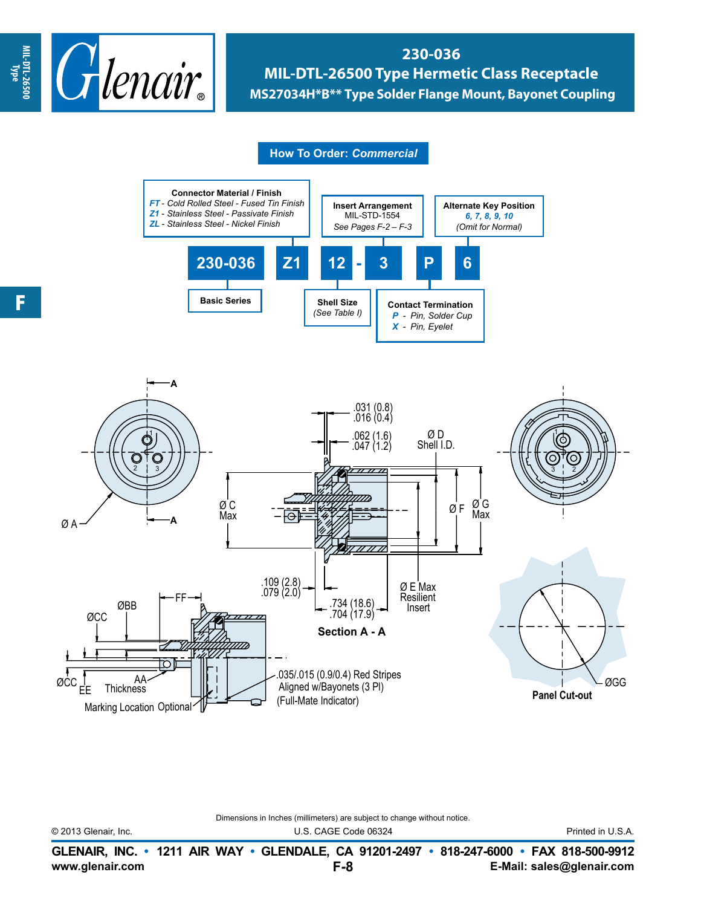# 230-036
## MIL-DTL-26500 Type Hermetic Class Receptacle
### MS27034H*B** Type Solder Flange Mount, Bayonet Coupling

## How To Order: *Commercial*

**Connector Material / Finish**
- *FT* - *Cold Rolled Steel - Fused Tin Finish*
- *Z1* - *Stainless Steel - Passivate Finish*
- *ZL* - *Stainless Steel - Nickel Finish*

**Insert Arrangement**
MIL-STD-1554
*See Pages F-2 – F-3*

**Alternate Key Position**
*6, 7, 8, 9, 10*
*(Omit for Normal)*

**230-036 Z1 12 - 3 P 6**

**Basic Series**

**Shell Size**
*(See Table I)*

**Contact Termination**
- *P* - *Pin, Solder Cup*
- *X* - *Pin, Eyelet*

A

Ø A

.031 (0.8)
.016 (0.4)

.062 (1.6)
.047 (1.2)

Ø D
Shell I.D.

Ø C
Max

Ø F

Ø G
Max

.109 (2.8)
.079 (2.0)

Ø E Max
Resilient
Insert

.734 (18.6)
.704 (17.9)

**Section A - A**

ØBB

FF

ØCC

ØCC

EE

AA
Thickness

Marking Location Optional

.035/.015 (0.9/0.4) Red Stripes
Aligned w/Bayonets (3 Pl)
(Full-Mate Indicator)

ØGG

**Panel Cut-out**

Dimensions in Inches (millimeters) are subject to change without notice.

© 2013 Glenair, Inc. U.S. CAGE Code 06324 Printed in U.S.A.

**GLENAIR, INC. • 1211 AIR WAY • GLENDALE, CA 91201-2497 • 818-247-6000 • FAX 818-500-9912**
**www.glenair.com** **E-Mail: sales@glenair.com**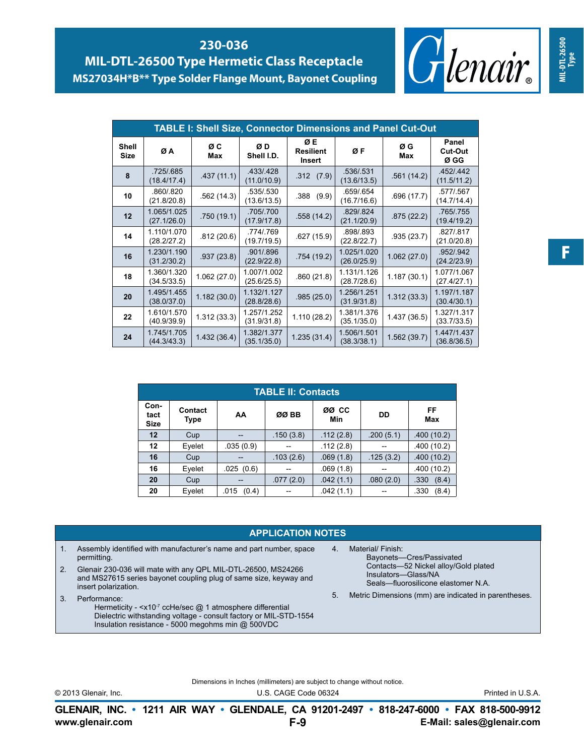# 230-036

## MIL-DTL-26500 Type Hermetic Class Receptacle

### MS27034H*B** Type Solder Flange Mount, Bayonet Coupling

**TABLE I: Shell Size, Connector Dimensions and Panel Cut-Out**

| Shell Size | Ø A | Ø C Max | Ø D Shell I.D. | Ø E Resilient Insert | Ø F | Ø G Max | Panel Cut-Out Ø GG |
|---|---|---|---|---|---|---|---|
| **8** | .725/.685 (18.4/17.4) | .437 (11.1) | .433/.428 (11.0/10.9) | .312 (7.9) | .536/.531 (13.6/13.5) | .561 (14.2) | .452/.442 (11.5/11.2) |
| **10** | .860/.820 (21.8/20.8) | .562 (14.3) | .535/.530 (13.6/13.5) | .388 (9.9) | .659/.654 (16.7/16.6) | .696 (17.7) | .577/.567 (14.7/14.4) |
| **12** | 1.065/1.025 (27.1/26.0) | .750 (19.1) | .705/.700 (17.9/17.8) | .558 (14.2) | .829/.824 (21.1/20.9) | .875 (22.2) | .765/.755 (19.4/19.2) |
| **14** | 1.110/1.070 (28.2/27.2) | .812 (20.6) | .774/.769 (19.7/19.5) | .627 (15.9) | .898/.893 (22.8/22.7) | .935 (23.7) | .827/.817 (21.0/20.8) |
| **16** | 1.230/1.190 (31.2/30.2) | .937 (23.8) | .901/.896 (22.9/22.8) | .754 (19.2) | 1.025/1.020 (26.0/25.9) | 1.062 (27.0) | .952/.942 (24.2/23.9) |
| **18** | 1.360/1.320 (34.5/33.5) | 1.062 (27.0) | 1.007/1.002 (25.6/25.5) | .860 (21.8) | 1.131/1.126 (28.7/28.6) | 1.187 (30.1) | 1.077/1.067 (27.4/27.1) |
| **20** | 1.495/1.455 (38.0/37.0) | 1.182 (30.0) | 1.132/1.127 (28.8/28.6) | .985 (25.0) | 1.256/1.251 (31.9/31.8) | 1.312 (33.3) | 1.197/1.187 (30.4/30.1) |
| **22** | 1.610/1.570 (40.9/39.9) | 1.312 (33.3) | 1.257/1.252 (31.9/31.8) | 1.110 (28.2) | 1.381/1.376 (35.1/35.0) | 1.437 (36.5) | 1.327/1.317 (33.7/33.5) |
| **24** | 1.745/1.705 (44.3/43.3) | 1.432 (36.4) | 1.382/1.377 (35.1/35.0) | 1.235 (31.4) | 1.506/1.501 (38.3/38.1) | 1.562 (39.7) | 1.447/1.437 (36.8/36.5) |

**TABLE II: Contacts**

| Contact Size | Contact Type | AA | ØØ BB | ØØ CC Min | DD | FF Max |
|---|---|---|---|---|---|---|
| **12** | Cup | -- | .150 (3.8) | .112 (2.8) | .200 (5.1) | .400 (10.2) |
| **12** | Eyelet | .035 (0.9) | -- | .112 (2.8) | -- | .400 (10.2) |
| **16** | Cup | -- | .103 (2.6) | .069 (1.8) | .125 (3.2) | .400 (10.2) |
| **16** | Eyelet | .025 (0.6) | -- | .069 (1.8) | -- | .400 (10.2) |
| **20** | Cup | -- | .077 (2.0) | .042 (1.1) | .080 (2.0) | .330 (8.4) |
| **20** | Eyelet | .015 (0.4) | -- | .042 (1.1) | -- | .330 (8.4) |

**APPLICATION NOTES**

1. Assembly identified with manufacturer's name and part number, space permitting.
2. Glenair 230-036 will mate with any QPL MIL-DTL-26500, MS24266 and MS27615 series bayonet coupling plug of same size, keyway and insert polarization.
3. Performance:
   Hermeticity - <x$10^{-7}$ ccHe/sec @ 1 atmosphere differential
   Dielectric withstanding voltage - consult factory or MIL-STD-1554
   Insulation resistance - 5000 megohms min @ 500VDC
4. Material/ Finish:
   Bayonets—Cres/Passivated
   Contacts—52 Nickel alloy/Gold plated
   Insulators—Glass/NA
   Seals—fluorosilicone elastomer N.A.
5. Metric Dimensions (mm) are indicated in parentheses.

Dimensions in Inches (millimeters) are subject to change without notice.

© 2013 Glenair, Inc. U.S. CAGE Code 06324 Printed in U.S.A.

**GLENAIR, INC. • 1211 AIR WAY • GLENDALE, CA 91201-2497 • 818-247-6000 • FAX 818-500-9912**
**www.glenair.com** **E-Mail: sales@glenair.com**